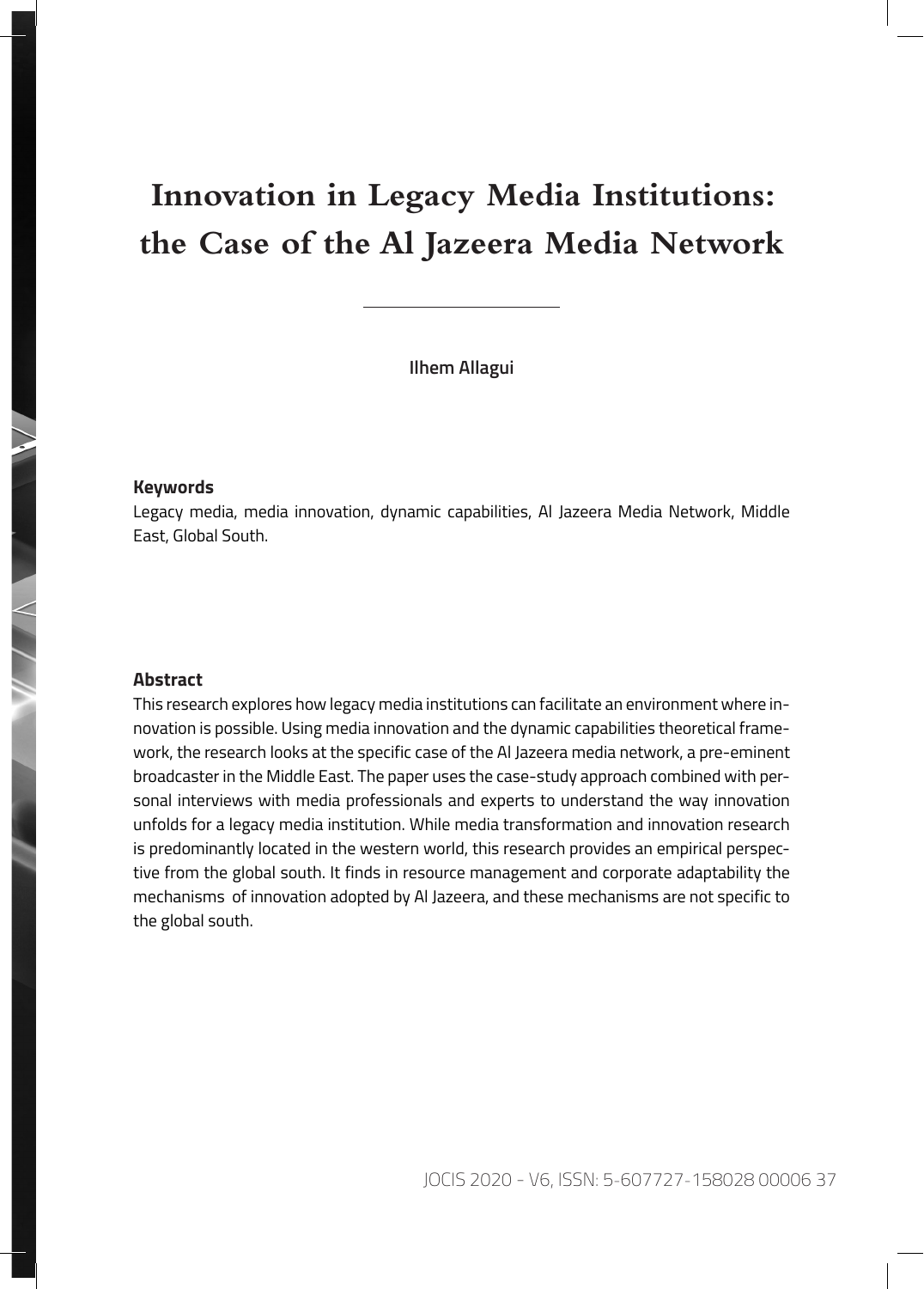# Innovation in Legacy Media Institutions: the Case of the Al Jazeera Media Network

**Ilhem Allagui**

### Keywords

Legacy media, media innovation, dynamic capabilities, Al Jazeera Media Network, Middle East, Global South.

### Abstract

This research explores how legacy media institutions can facilitate an environment where innovation is possible. Using media innovation and the dynamic capabilities theoretical framework, the research looks at the specific case of the Al Jazeera media network, a pre-eminent broadcaster in the Middle East. The paper uses the case-study approach combined with personal interviews with media professionals and experts to understand the way innovation unfolds for a legacy media institution. While media transformation and innovation research is predominantly located in the western world, this research provides an empirical perspective from the global south. It finds in resource management and corporate adaptability the mechanisms of innovation adopted by Al Jazeera, and these mechanisms are not specific to the global south.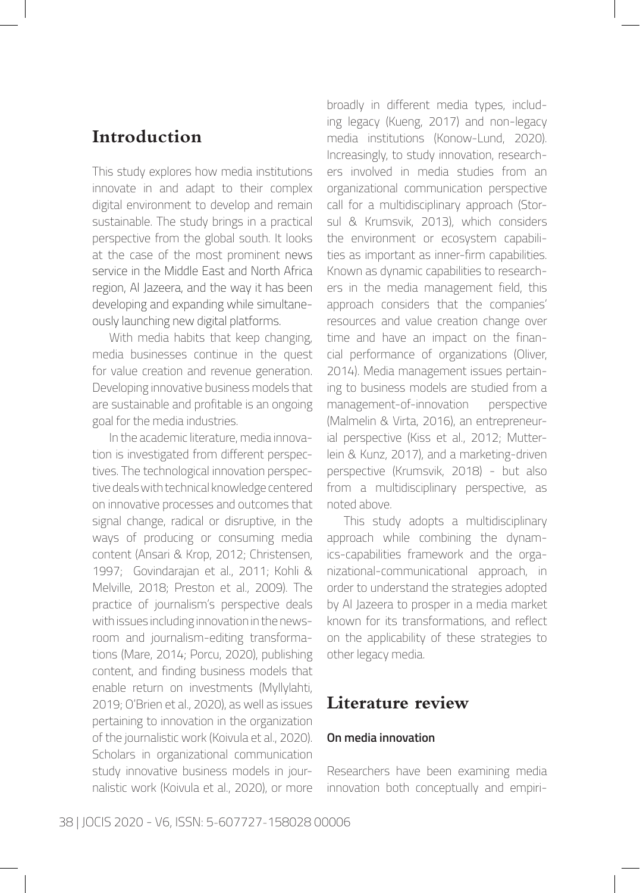## Introduction

This study explores how media institutions innovate in and adapt to their complex digital environment to develop and remain sustainable. The study brings in a practical perspective from the global south. It looks at the case of the most prominent news service in the Middle East and North Africa region, Al Jazeera, and the way it has been developing and expanding while simultaneously launching new digital platforms.

With media habits that keep changing, media businesses continue in the quest for value creation and revenue generation. Developing innovative business models that are sustainable and profitable is an ongoing goal for the media industries.

In the academic literature, media innovation is investigated from different perspectives. The technological innovation perspective deals with technical knowledge centered on innovative processes and outcomes that signal change, radical or disruptive, in the ways of producing or consuming media content (Ansari & Krop, 2012; Christensen, 1997; Govindarajan et al., 2011; Kohli & Melville, 2018; Preston et al., 2009). The practice of journalism's perspective deals with issues including innovation in the newsroom and journalism-editing transformations (Mare, 2014; Porcu, 2020), publishing content, and finding business models that enable return on investments (Myllylahti, 2019; O'Brien et al., 2020), as well as issues pertaining to innovation in the organization of the journalistic work (Koivula et al., 2020). Scholars in organizational communication study innovative business models in journalistic work (Koivula et al., 2020), or more broadly in different media types, including legacy (Kueng, 2017) and non-legacy media institutions (Konow-Lund, 2020). Increasingly, to study innovation, researchers involved in media studies from an organizational communication perspective call for a multidisciplinary approach (Storsul & Krumsvik, 2013), which considers the environment or ecosystem capabilities as important as inner-firm capabilities. Known as dynamic capabilities to researchers in the media management field, this approach considers that the companies' resources and value creation change over time and have an impact on the financial performance of organizations (Oliver, 2014). Media management issues pertaining to business models are studied from a management-of-innovation perspective (Malmelin & Virta, 2016), an entrepreneurial perspective (Kiss et al., 2012; Mutterlein & Kunz, 2017), and a marketing-driven perspective (Krumsvik, 2018) - but also from a multidisciplinary perspective, as noted above.

This study adopts a multidisciplinary approach while combining the dynamics-capabilities framework and the organizational-communicational approach, in order to understand the strategies adopted by Al Jazeera to prosper in a media market known for its transformations, and reflect on the applicability of these strategies to other legacy media.

## Literature review

### On media innovation

Researchers have been examining media innovation both conceptually and empiri-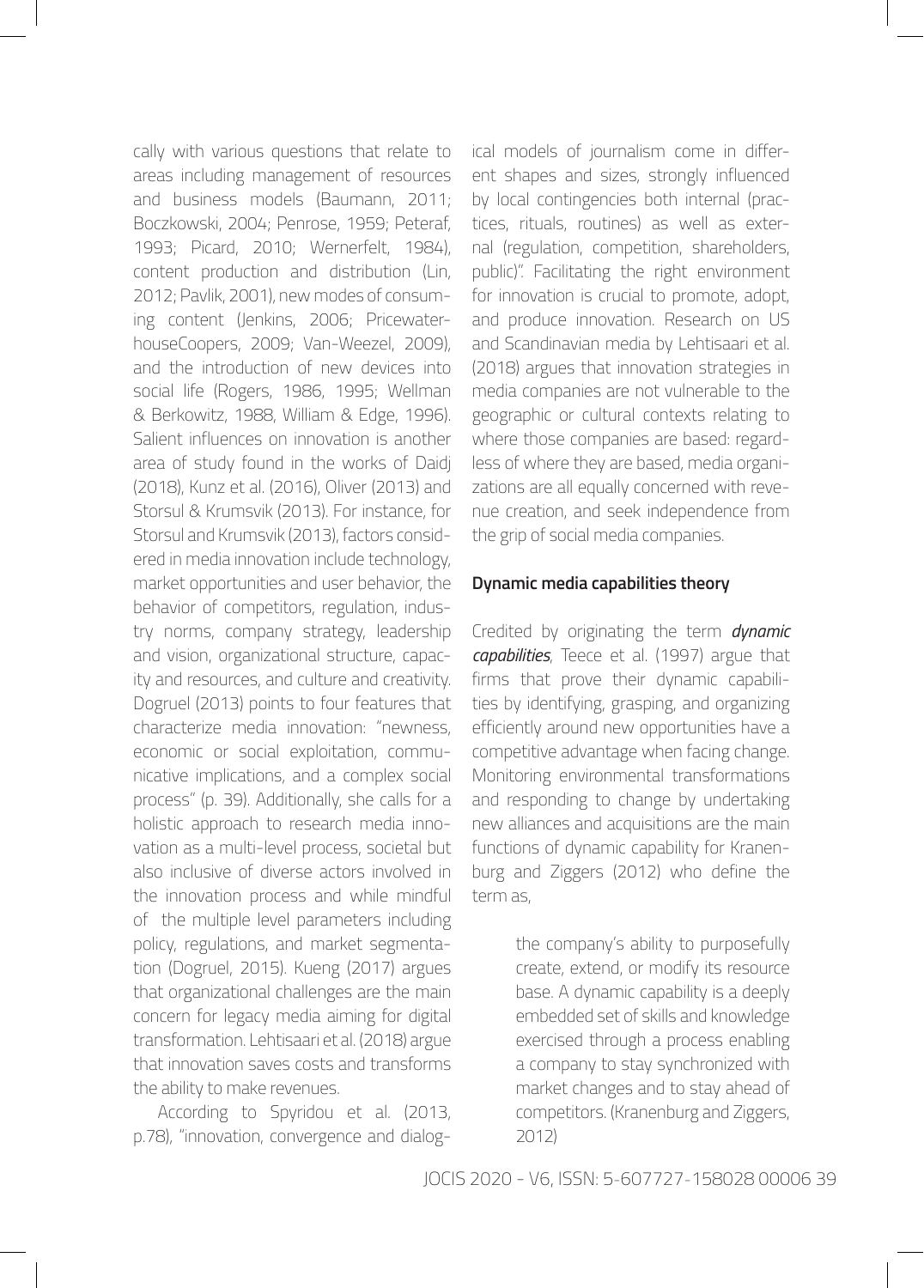cally with various questions that relate to areas including management of resources and business models (Baumann, 2011; Boczkowski, 2004; Penrose, 1959; Peteraf, 1993; Picard, 2010; Wernerfelt, 1984), content production and distribution (Lin, 2012; Pavlik, 2001), new modes of consuming content (Jenkins, 2006; PricewaterhouseCoopers, 2009; Van-Weezel, 2009), and the introduction of new devices into social life (Rogers, 1986, 1995; Wellman & Berkowitz, 1988, William & Edge, 1996). Salient influences on innovation is another area of study found in the works of Daidj (2018), Kunz et al. (2016), Oliver (2013) and Storsul & Krumsvik (2013). For instance, for Storsul and Krumsvik (2013), factors considered in media innovation include technology, market opportunities and user behavior, the behavior of competitors, regulation, industry norms, company strategy, leadership and vision, organizational structure, capacity and resources, and culture and creativity. Dogruel (2013) points to four features that characterize media innovation: "newness, economic or social exploitation, communicative implications, and a complex social process" (p. 39). Additionally, she calls for a holistic approach to research media innovation as a multi-level process, societal but also inclusive of diverse actors involved in the innovation process and while mindful of the multiple level parameters including policy, regulations, and market segmentation (Dogruel, 2015). Kueng (2017) argues that organizational challenges are the main concern for legacy media aiming for digital transformation. Lehtisaari et al. (2018) argue that innovation saves costs and transforms the ability to make revenues.

According to Spyridou et al. (2013, p.78), "innovation, convergence and dialogical models of journalism come in different shapes and sizes, strongly influenced by local contingencies both internal (practices, rituals, routines) as well as external (regulation, competition, shareholders, public)". Facilitating the right environment for innovation is crucial to promote, adopt, and produce innovation. Research on US and Scandinavian media by Lehtisaari et al. (2018) argues that innovation strategies in media companies are not vulnerable to the geographic or cultural contexts relating to where those companies are based: regardless of where they are based, media organizations are all equally concerned with revenue creation, and seek independence from the grip of social media companies.

## Dynamic media capabilities theory

Credited by originating the term ***dynamic capabilities***, Teece et al. (1997) argue that firms that prove their dynamic capabilities by identifying, grasping, and organizing efficiently around new opportunities have a competitive advantage when facing change. Monitoring environmental transformations and responding to change by undertaking new alliances and acquisitions are the main functions of dynamic capability for Kranenburg and Ziggers (2012) who define the term as,

> the company's ability to purposefully create, extend, or modify its resource base. A dynamic capability is a deeply embedded set of skills and knowledge exercised through a process enabling a company to stay synchronized with market changes and to stay ahead of competitors. (Kranenburg and Ziggers, 2012)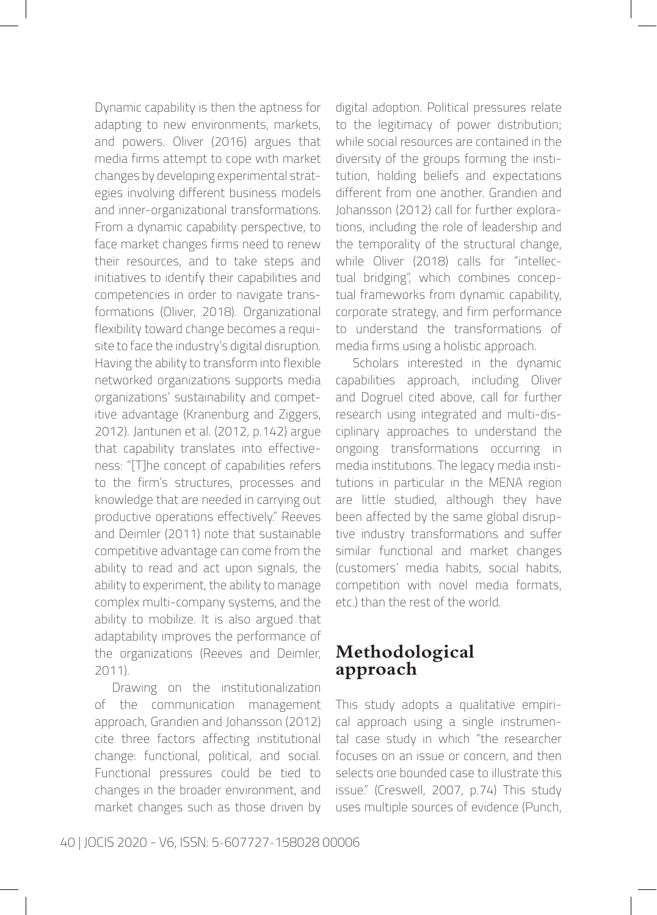Dynamic capability is then the aptness for adapting to new environments, markets, and powers. Oliver (2016) argues that media firms attempt to cope with market changes by developing experimental strategies involving different business models and inner-organizational transformations. From a dynamic capability perspective, to face market changes firms need to renew their resources, and to take steps and initiatives to identify their capabilities and competencies in order to navigate transformations (Oliver, 2018). Organizational flexibility toward change becomes a requisite to face the industry's digital disruption. Having the ability to transform into flexible networked organizations supports media organizations' sustainability and competitive advantage (Kranenburg and Ziggers, 2012). Jantunen et al. (2012, p.142) argue that capability translates into effectiveness: "[T]he concept of capabilities refers to the firm's structures, processes and knowledge that are needed in carrying out productive operations effectively." Reeves and Deimler (2011) note that sustainable competitive advantage can come from the ability to read and act upon signals, the ability to experiment, the ability to manage complex multi-company systems, and the ability to mobilize. It is also argued that adaptability improves the performance of the organizations (Reeves and Deimler, 2011).

Drawing on the institutionalization of the communication management approach, Grandien and Johansson (2012) cite three factors affecting institutional change: functional, political, and social. Functional pressures could be tied to changes in the broader environment, and market changes such as those driven by digital adoption. Political pressures relate to the legitimacy of power distribution; while social resources are contained in the diversity of the groups forming the institution, holding beliefs and expectations different from one another. Grandien and Johansson (2012) call for further explorations, including the role of leadership and the temporality of the structural change, while Oliver (2018) calls for "intellectual bridging", which combines conceptual frameworks from dynamic capability, corporate strategy, and firm performance to understand the transformations of media firms using a holistic approach.

Scholars interested in the dynamic capabilities approach, including Oliver and Dogruel cited above, call for further research using integrated and multi-disciplinary approaches to understand the ongoing transformations occurring in media institutions. The legacy media institutions in particular in the MENA region are little studied, although they have been affected by the same global disruptive industry transformations and suffer similar functional and market changes (customers' media habits, social habits, competition with novel media formats, etc.) than the rest of the world.

## Methodological approach

This study adopts a qualitative empirical approach using a single instrumental case study in which "the researcher focuses on an issue or concern, and then selects one bounded case to illustrate this issue." (Creswell, 2007, p.74) This study uses multiple sources of evidence (Punch,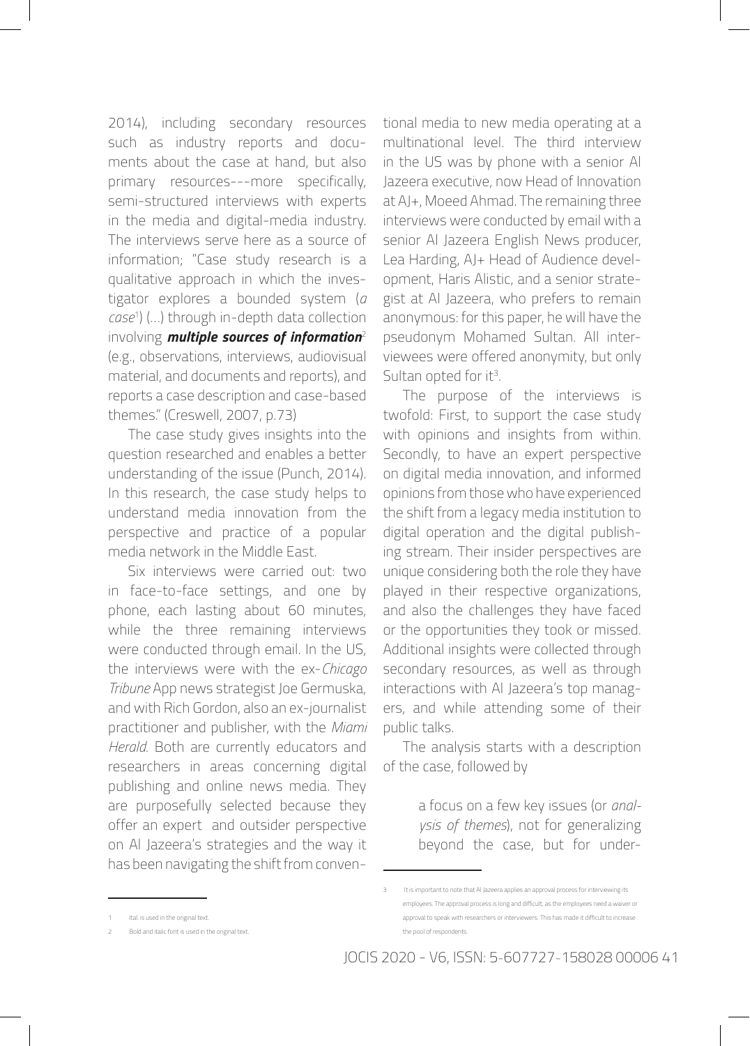2014), including secondary resources such as industry reports and documents about the case at hand, but also primary resources---more specifically, semi-structured interviews with experts in the media and digital-media industry. The interviews serve here as a source of information; "Case study research is a qualitative approach in which the investigator explores a bounded system (*a case*[1]) (…) through in-depth data collection involving ***multiple sources of information***[2] (e.g., observations, interviews, audiovisual material, and documents and reports), and reports a case description and case-based themes." (Creswell, 2007, p.73)

The case study gives insights into the question researched and enables a better understanding of the issue (Punch, 2014). In this research, the case study helps to understand media innovation from the perspective and practice of a popular media network in the Middle East.

Six interviews were carried out: two in face-to-face settings, and one by phone, each lasting about 60 minutes, while the three remaining interviews were conducted through email. In the US, the interviews were with the ex-*Chicago Tribune* App news strategist Joe Germuska, and with Rich Gordon, also an ex-journalist practitioner and publisher, with the *Miami Herald*. Both are currently educators and researchers in areas concerning digital publishing and online news media. They are purposefully selected because they offer an expert and outsider perspective on Al Jazeera's strategies and the way it has been navigating the shift from conventional media to new media operating at a multinational level. The third interview in the US was by phone with a senior Al Jazeera executive, now Head of Innovation at AJ+, Moeed Ahmad. The remaining three interviews were conducted by email with a senior Al Jazeera English News producer, Lea Harding, AJ+ Head of Audience development, Haris Alistic, and a senior strategist at Al Jazeera, who prefers to remain anonymous: for this paper, he will have the pseudonym Mohamed Sultan. All interviewees were offered anonymity, but only Sultan opted for it[3].

The purpose of the interviews is twofold: First, to support the case study with opinions and insights from within. Secondly, to have an expert perspective on digital media innovation, and informed opinions from those who have experienced the shift from a legacy media institution to digital operation and the digital publishing stream. Their insider perspectives are unique considering both the role they have played in their respective organizations, and also the challenges they have faced or the opportunities they took or missed. Additional insights were collected through secondary resources, as well as through interactions with Al Jazeera's top managers, and while attending some of their public talks.

The analysis starts with a description of the case, followed by

> a focus on a few key issues (or *analysis of themes*), not for generalizing beyond the case, but for under-

---

1 Ital. is used in the original text.

2 Bold and italic font is used in the original text.

3 It is important to note that Al Jazeera applies an approval process for interviewing its employees. The approval process is long and difficult, as the employees need a waiver or approval to speak with researchers or interviewers. This has made it difficult to increase the pool of respondents.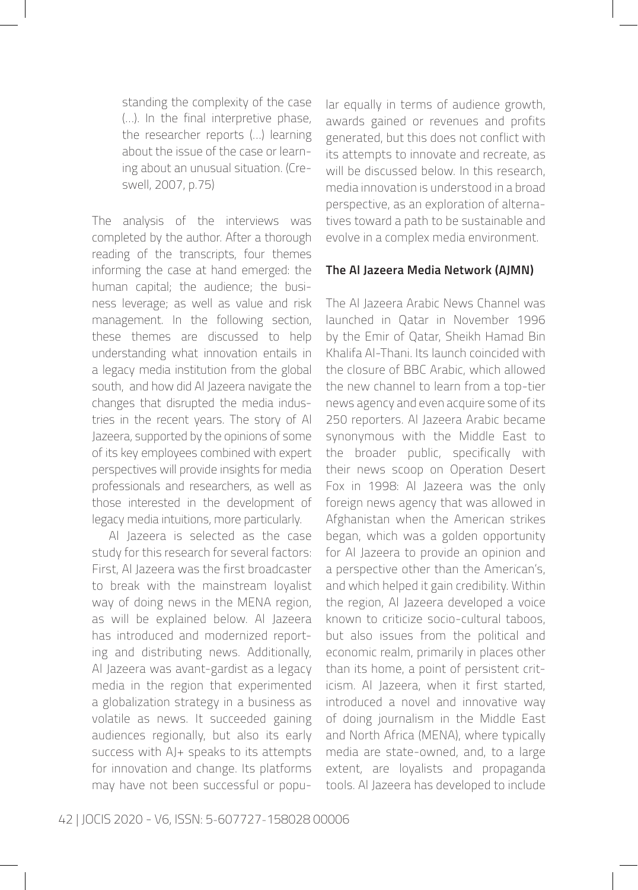> standing the complexity of the case (...). In the final interpretive phase, the researcher reports (...) learning about the issue of the case or learning about an unusual situation. (Creswell, 2007, p.75)

The analysis of the interviews was completed by the author. After a thorough reading of the transcripts, four themes informing the case at hand emerged: the human capital; the audience; the business leverage; as well as value and risk management. In the following section, these themes are discussed to help understanding what innovation entails in a legacy media institution from the global south, and how did Al Jazeera navigate the changes that disrupted the media industries in the recent years. The story of Al Jazeera, supported by the opinions of some of its key employees combined with expert perspectives will provide insights for media professionals and researchers, as well as those interested in the development of legacy media intuitions, more particularly.

Al Jazeera is selected as the case study for this research for several factors: First, Al Jazeera was the first broadcaster to break with the mainstream loyalist way of doing news in the MENA region, as will be explained below. Al Jazeera has introduced and modernized reporting and distributing news. Additionally, Al Jazeera was avant-gardist as a legacy media in the region that experimented a globalization strategy in a business as volatile as news. It succeeded gaining audiences regionally, but also its early success with AJ+ speaks to its attempts for innovation and change. Its platforms may have not been successful or popular equally in terms of audience growth, awards gained or revenues and profits generated, but this does not conflict with its attempts to innovate and recreate, as will be discussed below. In this research, media innovation is understood in a broad perspective, as an exploration of alternatives toward a path to be sustainable and evolve in a complex media environment.

### The Al Jazeera Media Network (AJMN)

The Al Jazeera Arabic News Channel was launched in Qatar in November 1996 by the Emir of Qatar, Sheikh Hamad Bin Khalifa Al-Thani. Its launch coincided with the closure of BBC Arabic, which allowed the new channel to learn from a top-tier news agency and even acquire some of its 250 reporters. Al Jazeera Arabic became synonymous with the Middle East to the broader public, specifically with their news scoop on Operation Desert Fox in 1998: Al Jazeera was the only foreign news agency that was allowed in Afghanistan when the American strikes began, which was a golden opportunity for Al Jazeera to provide an opinion and a perspective other than the American's, and which helped it gain credibility. Within the region, Al Jazeera developed a voice known to criticize socio-cultural taboos, but also issues from the political and economic realm, primarily in places other than its home, a point of persistent criticism. Al Jazeera, when it first started, introduced a novel and innovative way of doing journalism in the Middle East and North Africa (MENA), where typically media are state-owned, and, to a large extent, are loyalists and propaganda tools. Al Jazeera has developed to include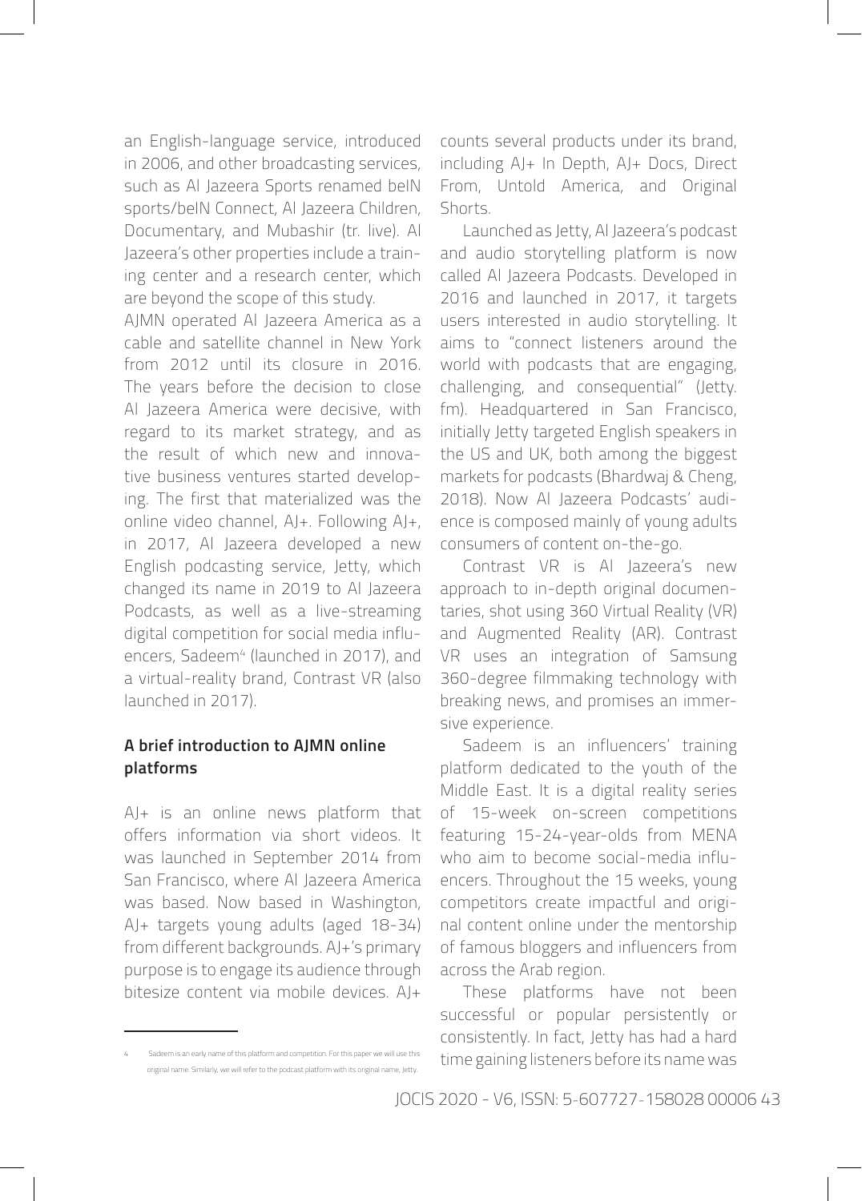an English-language service, introduced in 2006, and other broadcasting services, such as Al Jazeera Sports renamed beIN sports/beIN Connect, Al Jazeera Children, Documentary, and Mubashir (tr. live). Al Jazeera's other properties include a training center and a research center, which are beyond the scope of this study.

AJMN operated Al Jazeera America as a cable and satellite channel in New York from 2012 until its closure in 2016. The years before the decision to close Al Jazeera America were decisive, with regard to its market strategy, and as the result of which new and innovative business ventures started developing. The first that materialized was the online video channel, AJ+. Following AJ+, in 2017, Al Jazeera developed a new English podcasting service, Jetty, which changed its name in 2019 to Al Jazeera Podcasts, as well as a live-streaming digital competition for social media influencers, Sadeem[4] (launched in 2017), and a virtual-reality brand, Contrast VR (also launched in 2017).

### A brief introduction to AJMN online platforms

AJ+ is an online news platform that offers information via short videos. It was launched in September 2014 from San Francisco, where Al Jazeera America was based. Now based in Washington, AJ+ targets young adults (aged 18-34) from different backgrounds. AJ+'s primary purpose is to engage its audience through bitesize content via mobile devices. AJ+ counts several products under its brand, including AJ+ In Depth, AJ+ Docs, Direct From, Untold America, and Original Shorts.

Launched as Jetty, Al Jazeera's podcast and audio storytelling platform is now called Al Jazeera Podcasts. Developed in 2016 and launched in 2017, it targets users interested in audio storytelling. It aims to "connect listeners around the world with podcasts that are engaging, challenging, and consequential" (Jetty.fm). Headquartered in San Francisco, initially Jetty targeted English speakers in the US and UK, both among the biggest markets for podcasts (Bhardwaj & Cheng, 2018). Now Al Jazeera Podcasts' audience is composed mainly of young adults consumers of content on-the-go.

Contrast VR is Al Jazeera's new approach to in-depth original documentaries, shot using 360 Virtual Reality (VR) and Augmented Reality (AR). Contrast VR uses an integration of Samsung 360-degree filmmaking technology with breaking news, and promises an immersive experience.

Sadeem is an influencers' training platform dedicated to the youth of the Middle East. It is a digital reality series of 15-week on-screen competitions featuring 15-24-year-olds from MENA who aim to become social-media influencers. Throughout the 15 weeks, young competitors create impactful and original content online under the mentorship of famous bloggers and influencers from across the Arab region.

These platforms have not been successful or popular persistently or consistently. In fact, Jetty has had a hard time gaining listeners before its name was

[4] Sadeem is an early name of this platform and competition. For this paper we will use this original name. Similarly, we will refer to the podcast platform with its original name, Jetty.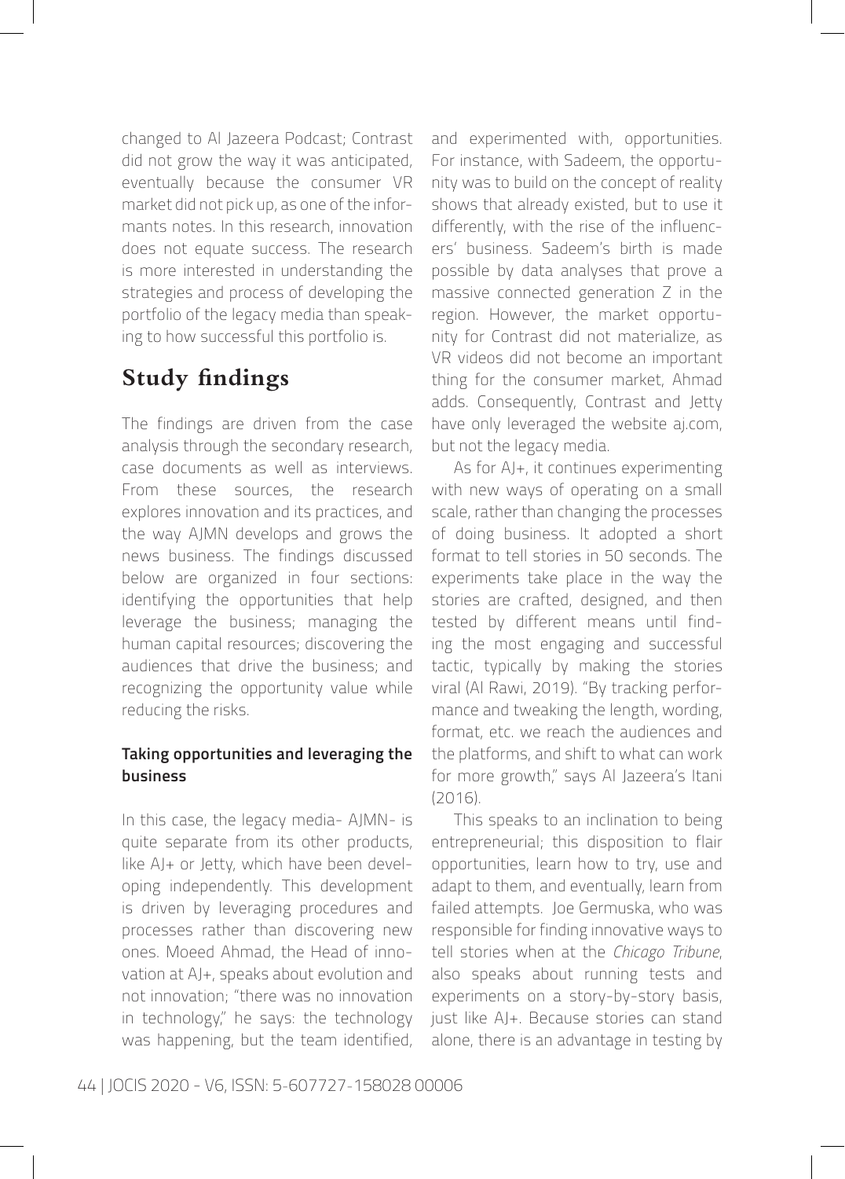changed to Al Jazeera Podcast; Contrast did not grow the way it was anticipated, eventually because the consumer VR market did not pick up, as one of the informants notes. In this research, innovation does not equate success. The research is more interested in understanding the strategies and process of developing the portfolio of the legacy media than speaking to how successful this portfolio is.

## Study findings

The findings are driven from the case analysis through the secondary research, case documents as well as interviews. From these sources, the research explores innovation and its practices, and the way AJMN develops and grows the news business. The findings discussed below are organized in four sections: identifying the opportunities that help leverage the business; managing the human capital resources; discovering the audiences that drive the business; and recognizing the opportunity value while reducing the risks.

### Taking opportunities and leveraging the business

In this case, the legacy media- AJMN- is quite separate from its other products, like AJ+ or Jetty, which have been developing independently. This development is driven by leveraging procedures and processes rather than discovering new ones. Moeed Ahmad, the Head of innovation at AJ+, speaks about evolution and not innovation; "there was no innovation in technology," he says: the technology was happening, but the team identified, and experimented with, opportunities. For instance, with Sadeem, the opportunity was to build on the concept of reality shows that already existed, but to use it differently, with the rise of the influencers' business. Sadeem's birth is made possible by data analyses that prove a massive connected generation Z in the region. However, the market opportunity for Contrast did not materialize, as VR videos did not become an important thing for the consumer market, Ahmad adds. Consequently, Contrast and Jetty have only leveraged the website aj.com, but not the legacy media.

As for AJ+, it continues experimenting with new ways of operating on a small scale, rather than changing the processes of doing business. It adopted a short format to tell stories in 50 seconds. The experiments take place in the way the stories are crafted, designed, and then tested by different means until finding the most engaging and successful tactic, typically by making the stories viral (Al Rawi, 2019). "By tracking performance and tweaking the length, wording, format, etc. we reach the audiences and the platforms, and shift to what can work for more growth," says Al Jazeera's Itani (2016).

This speaks to an inclination to being entrepreneurial; this disposition to flair opportunities, learn how to try, use and adapt to them, and eventually, learn from failed attempts. Joe Germuska, who was responsible for finding innovative ways to tell stories when at the *Chicago Tribune*, also speaks about running tests and experiments on a story-by-story basis, just like AJ+. Because stories can stand alone, there is an advantage in testing by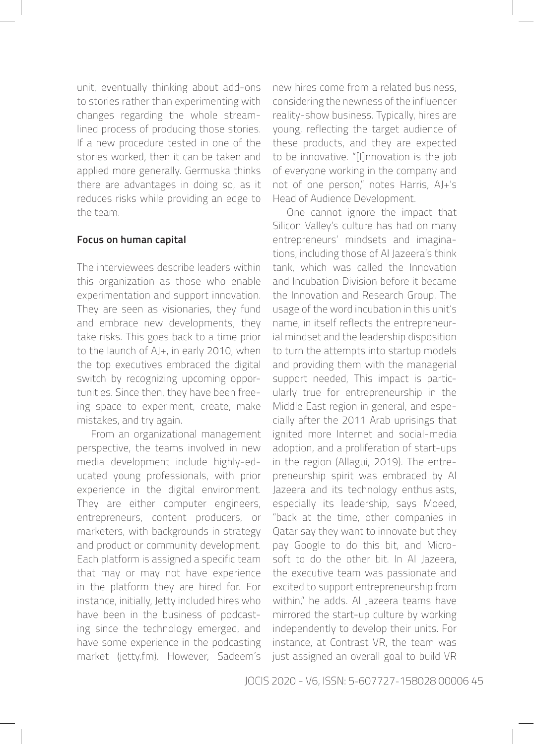unit, eventually thinking about add-ons to stories rather than experimenting with changes regarding the whole streamlined process of producing those stories. If a new procedure tested in one of the stories worked, then it can be taken and applied more generally. Germuska thinks there are advantages in doing so, as it reduces risks while providing an edge to the team.

### Focus on human capital

The interviewees describe leaders within this organization as those who enable experimentation and support innovation. They are seen as visionaries, they fund and embrace new developments; they take risks. This goes back to a time prior to the launch of AJ+, in early 2010, when the top executives embraced the digital switch by recognizing upcoming opportunities. Since then, they have been freeing space to experiment, create, make mistakes, and try again.

From an organizational management perspective, the teams involved in new media development include highly-educated young professionals, with prior experience in the digital environment. They are either computer engineers, entrepreneurs, content producers, or marketers, with backgrounds in strategy and product or community development. Each platform is assigned a specific team that may or may not have experience in the platform they are hired for. For instance, initially, Jetty included hires who have been in the business of podcasting since the technology emerged, and have some experience in the podcasting market (jetty.fm). However, Sadeem's new hires come from a related business, considering the newness of the influencer reality-show business. Typically, hires are young, reflecting the target audience of these products, and they are expected to be innovative. "[I]nnovation is the job of everyone working in the company and not of one person," notes Harris, AJ+'s Head of Audience Development.

One cannot ignore the impact that Silicon Valley's culture has had on many entrepreneurs' mindsets and imaginations, including those of Al Jazeera's think tank, which was called the Innovation and Incubation Division before it became the Innovation and Research Group. The usage of the word incubation in this unit's name, in itself reflects the entrepreneurial mindset and the leadership disposition to turn the attempts into startup models and providing them with the managerial support needed, This impact is particularly true for entrepreneurship in the Middle East region in general, and especially after the 2011 Arab uprisings that ignited more Internet and social-media adoption, and a proliferation of start-ups in the region (Allagui, 2019). The entrepreneurship spirit was embraced by Al Jazeera and its technology enthusiasts, especially its leadership, says Moeed, "back at the time, other companies in Qatar say they want to innovate but they pay Google to do this bit, and Microsoft to do the other bit. In Al Jazeera, the executive team was passionate and excited to support entrepreneurship from within," he adds. Al Jazeera teams have mirrored the start-up culture by working independently to develop their units. For instance, at Contrast VR, the team was just assigned an overall goal to build VR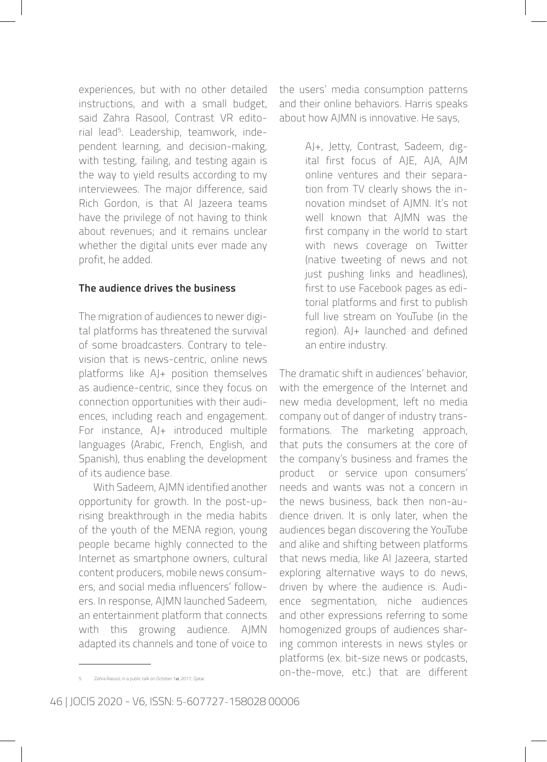experiences, but with no other detailed instructions, and with a small budget, said Zahra Rasool, Contrast VR editorial lead[5]. Leadership, teamwork, independent learning, and decision-making, with testing, failing, and testing again is the way to yield results according to my interviewees. The major difference, said Rich Gordon, is that Al Jazeera teams have the privilege of not having to think about revenues; and it remains unclear whether the digital units ever made any profit, he added.

**The audience drives the business**

The migration of audiences to newer digital platforms has threatened the survival of some broadcasters. Contrary to television that is news-centric, online news platforms like AJ+ position themselves as audience-centric, since they focus on connection opportunities with their audiences, including reach and engagement. For instance, AJ+ introduced multiple languages (Arabic, French, English, and Spanish), thus enabling the development of its audience base.

With Sadeem, AJMN identified another opportunity for growth. In the post-uprising breakthrough in the media habits of the youth of the MENA region, young people became highly connected to the Internet as smartphone owners, cultural content producers, mobile news consumers, and social media influencers' followers. In response, AJMN launched Sadeem, an entertainment platform that connects with this growing audience. AJMN adapted its channels and tone of voice to the users' media consumption patterns and their online behaviors. Harris speaks about how AJMN is innovative. He says,

> AJ+, Jetty, Contrast, Sadeem, digital first focus of AJE, AJA, AJM online ventures and their separation from TV clearly shows the innovation mindset of AJMN. It's not well known that AJMN was the first company in the world to start with news coverage on Twitter (native tweeting of news and not just pushing links and headlines), first to use Facebook pages as editorial platforms and first to publish full live stream on YouTube (in the region). AJ+ launched and defined an entire industry.

The dramatic shift in audiences' behavior, with the emergence of the Internet and new media development, left no media company out of danger of industry transformations. The marketing approach, that puts the consumers at the core of the company's business and frames the product or service upon consumers' needs and wants was not a concern in the news business, back then non-audience driven. It is only later, when the audiences began discovering the YouTube and alike and shifting between platforms that news media, like Al Jazeera, started exploring alternative ways to do news, driven by where the audience is. Audience segmentation, niche audiences and other expressions referring to some homogenized groups of audiences sharing common interests in news styles or platforms (ex. bit-size news or podcasts, on-the-move, etc.) that are different

---

5 Zahra Rasool, in a public talk on October 1st, 2017, Qatar.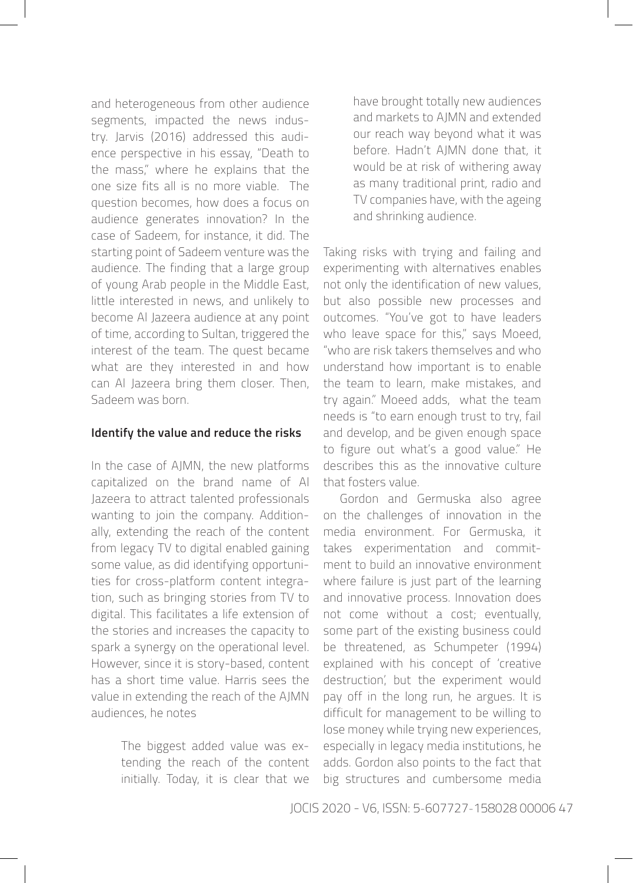and heterogeneous from other audience segments, impacted the news industry. Jarvis (2016) addressed this audience perspective in his essay, "Death to the mass," where he explains that the one size fits all is no more viable. The question becomes, how does a focus on audience generates innovation? In the case of Sadeem, for instance, it did. The starting point of Sadeem venture was the audience. The finding that a large group of young Arab people in the Middle East, little interested in news, and unlikely to become Al Jazeera audience at any point of time, according to Sultan, triggered the interest of the team. The quest became what are they interested in and how can Al Jazeera bring them closer. Then, Sadeem was born.

### Identify the value and reduce the risks

In the case of AJMN, the new platforms capitalized on the brand name of Al Jazeera to attract talented professionals wanting to join the company. Additionally, extending the reach of the content from legacy TV to digital enabled gaining some value, as did identifying opportunities for cross-platform content integration, such as bringing stories from TV to digital. This facilitates a life extension of the stories and increases the capacity to spark a synergy on the operational level. However, since it is story-based, content has a short time value. Harris sees the value in extending the reach of the AJMN audiences, he notes

> The biggest added value was extending the reach of the content initially. Today, it is clear that we have brought totally new audiences and markets to AJMN and extended our reach way beyond what it was before. Hadn't AJMN done that, it would be at risk of withering away as many traditional print, radio and TV companies have, with the ageing and shrinking audience.

Taking risks with trying and failing and experimenting with alternatives enables not only the identification of new values, but also possible new processes and outcomes. "You've got to have leaders who leave space for this," says Moeed, "who are risk takers themselves and who understand how important is to enable the team to learn, make mistakes, and try again." Moeed adds, what the team needs is "to earn enough trust to try, fail and develop, and be given enough space to figure out what's a good value." He describes this as the innovative culture that fosters value.

Gordon and Germuska also agree on the challenges of innovation in the media environment. For Germuska, it takes experimentation and commitment to build an innovative environment where failure is just part of the learning and innovative process. Innovation does not come without a cost; eventually, some part of the existing business could be threatened, as Schumpeter (1994) explained with his concept of 'creative destruction', but the experiment would pay off in the long run, he argues. It is difficult for management to be willing to lose money while trying new experiences, especially in legacy media institutions, he adds. Gordon also points to the fact that big structures and cumbersome media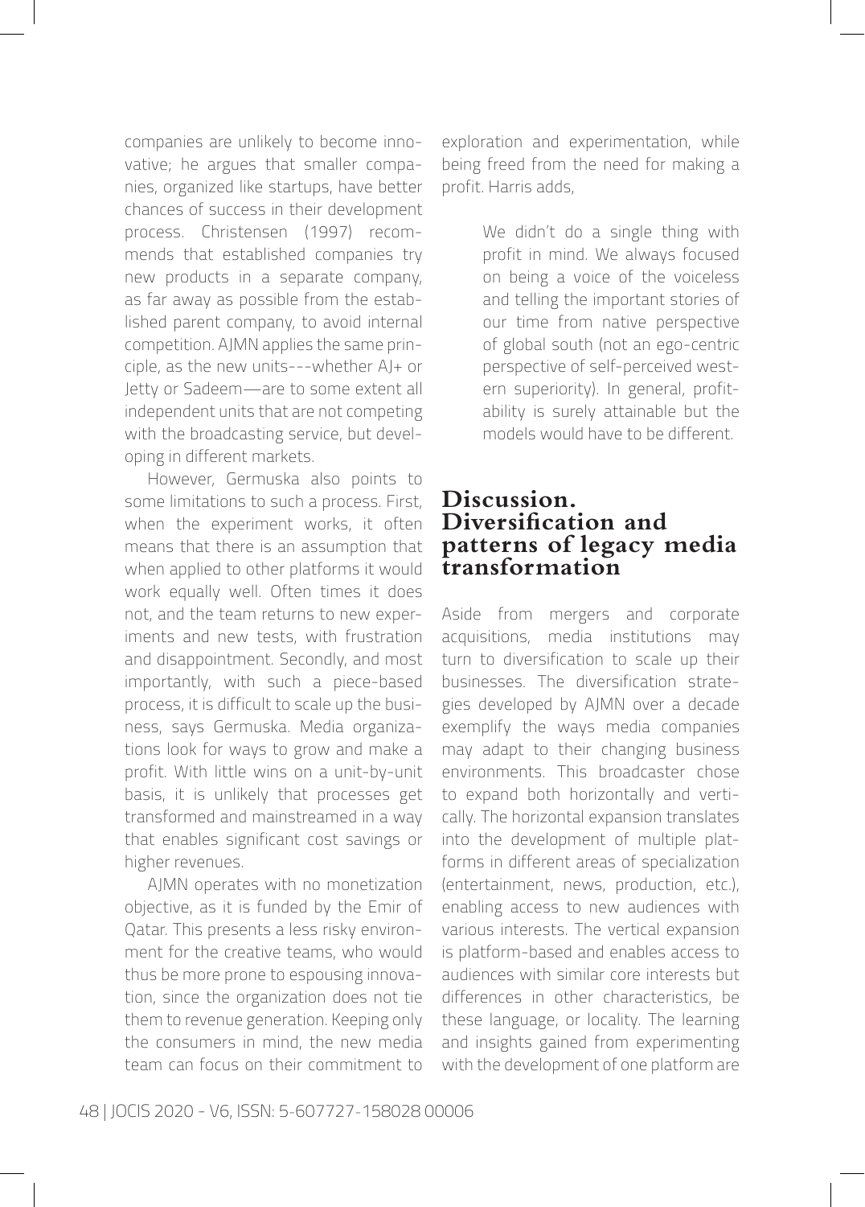companies are unlikely to become innovative; he argues that smaller companies, organized like startups, have better chances of success in their development process. Christensen (1997) recommends that established companies try new products in a separate company, as far away as possible from the established parent company, to avoid internal competition. AJMN applies the same principle, as the new units---whether AJ+ or Jetty or Sadeem—are to some extent all independent units that are not competing with the broadcasting service, but developing in different markets.

However, Germuska also points to some limitations to such a process. First, when the experiment works, it often means that there is an assumption that when applied to other platforms it would work equally well. Often times it does not, and the team returns to new experiments and new tests, with frustration and disappointment. Secondly, and most importantly, with such a piece-based process, it is difficult to scale up the business, says Germuska. Media organizations look for ways to grow and make a profit. With little wins on a unit-by-unit basis, it is unlikely that processes get transformed and mainstreamed in a way that enables significant cost savings or higher revenues.

AJMN operates with no monetization objective, as it is funded by the Emir of Qatar. This presents a less risky environment for the creative teams, who would thus be more prone to espousing innovation, since the organization does not tie them to revenue generation. Keeping only the consumers in mind, the new media team can focus on their commitment to exploration and experimentation, while being freed from the need for making a profit. Harris adds,

> We didn't do a single thing with profit in mind. We always focused on being a voice of the voiceless and telling the important stories of our time from native perspective of global south (not an ego-centric perspective of self-perceived western superiority). In general, profitability is surely attainable but the models would have to be different.

## Discussion. Diversification and patterns of legacy media transformation

Aside from mergers and corporate acquisitions, media institutions may turn to diversification to scale up their businesses. The diversification strategies developed by AJMN over a decade exemplify the ways media companies may adapt to their changing business environments. This broadcaster chose to expand both horizontally and vertically. The horizontal expansion translates into the development of multiple platforms in different areas of specialization (entertainment, news, production, etc.), enabling access to new audiences with various interests. The vertical expansion is platform-based and enables access to audiences with similar core interests but differences in other characteristics, be these language, or locality. The learning and insights gained from experimenting with the development of one platform are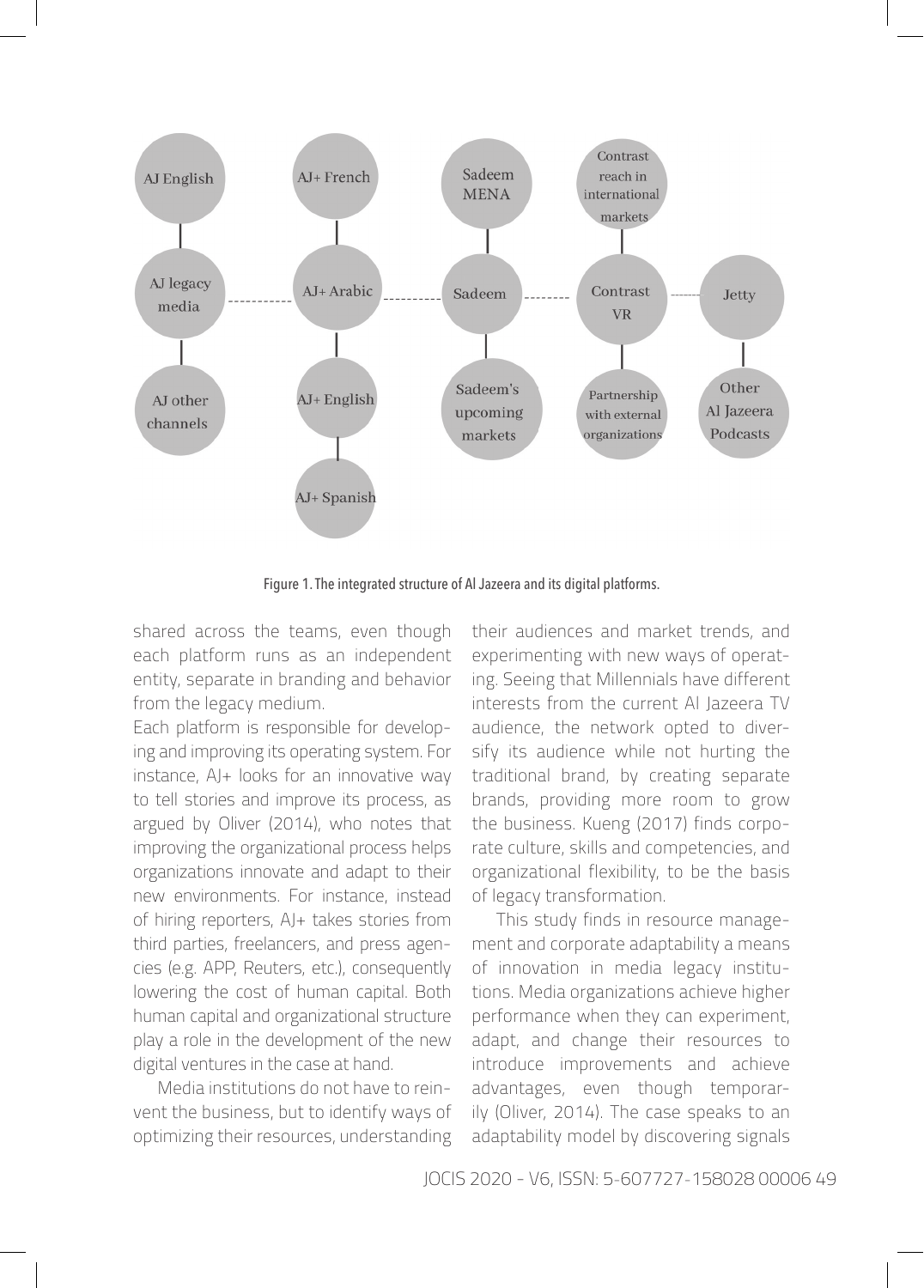Figure 1. The integrated structure of Al Jazeera and its digital platforms.

shared across the teams, even though each platform runs as an independent entity, separate in branding and behavior from the legacy medium.

Each platform is responsible for developing and improving its operating system. For instance, AJ+ looks for an innovative way to tell stories and improve its process, as argued by Oliver (2014), who notes that improving the organizational process helps organizations innovate and adapt to their new environments. For instance, instead of hiring reporters, AJ+ takes stories from third parties, freelancers, and press agencies (e.g. APP, Reuters, etc.), consequently lowering the cost of human capital. Both human capital and organizational structure play a role in the development of the new digital ventures in the case at hand.

Media institutions do not have to reinvent the business, but to identify ways of optimizing their resources, understanding their audiences and market trends, and experimenting with new ways of operating. Seeing that Millennials have different interests from the current Al Jazeera TV audience, the network opted to diversify its audience while not hurting the traditional brand, by creating separate brands, providing more room to grow the business. Kueng (2017) finds corporate culture, skills and competencies, and organizational flexibility, to be the basis of legacy transformation.

This study finds in resource management and corporate adaptability a means of innovation in media legacy institutions. Media organizations achieve higher performance when they can experiment, adapt, and change their resources to introduce improvements and achieve advantages, even though temporarily (Oliver, 2014). The case speaks to an adaptability model by discovering signals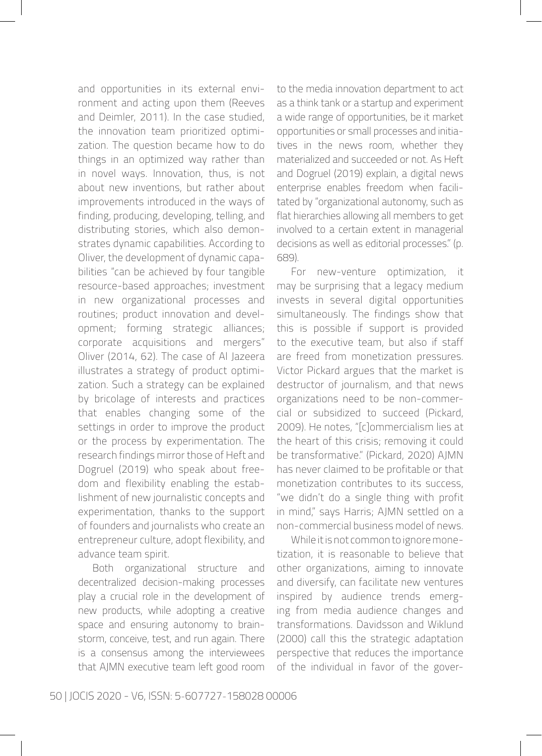and opportunities in its external environment and acting upon them (Reeves and Deimler, 2011). In the case studied, the innovation team prioritized optimization. The question became how to do things in an optimized way rather than in novel ways. Innovation, thus, is not about new inventions, but rather about improvements introduced in the ways of finding, producing, developing, telling, and distributing stories, which also demonstrates dynamic capabilities. According to Oliver, the development of dynamic capabilities "can be achieved by four tangible resource-based approaches; investment in new organizational processes and routines; product innovation and development; forming strategic alliances; corporate acquisitions and mergers" Oliver (2014, 62). The case of Al Jazeera illustrates a strategy of product optimization. Such a strategy can be explained by bricolage of interests and practices that enables changing some of the settings in order to improve the product or the process by experimentation. The research findings mirror those of Heft and Dogruel (2019) who speak about freedom and flexibility enabling the establishment of new journalistic concepts and experimentation, thanks to the support of founders and journalists who create an entrepreneur culture, adopt flexibility, and advance team spirit.

Both organizational structure and decentralized decision-making processes play a crucial role in the development of new products, while adopting a creative space and ensuring autonomy to brainstorm, conceive, test, and run again. There is a consensus among the interviewees that AJMN executive team left good room to the media innovation department to act as a think tank or a startup and experiment a wide range of opportunities, be it market opportunities or small processes and initiatives in the news room, whether they materialized and succeeded or not. As Heft and Dogruel (2019) explain, a digital news enterprise enables freedom when facilitated by "organizational autonomy, such as flat hierarchies allowing all members to get involved to a certain extent in managerial decisions as well as editorial processes." (p. 689).

For new-venture optimization, it may be surprising that a legacy medium invests in several digital opportunities simultaneously. The findings show that this is possible if support is provided to the executive team, but also if staff are freed from monetization pressures. Victor Pickard argues that the market is destructor of journalism, and that news organizations need to be non-commercial or subsidized to succeed (Pickard, 2009). He notes, "[c]ommercialism lies at the heart of this crisis; removing it could be transformative." (Pickard, 2020) AJMN has never claimed to be profitable or that monetization contributes to its success, "we didn't do a single thing with profit in mind," says Harris; AJMN settled on a non-commercial business model of news.

While it is not common to ignore monetization, it is reasonable to believe that other organizations, aiming to innovate and diversify, can facilitate new ventures inspired by audience trends emerging from media audience changes and transformations. Davidsson and Wiklund (2000) call this the strategic adaptation perspective that reduces the importance of the individual in favor of the gover-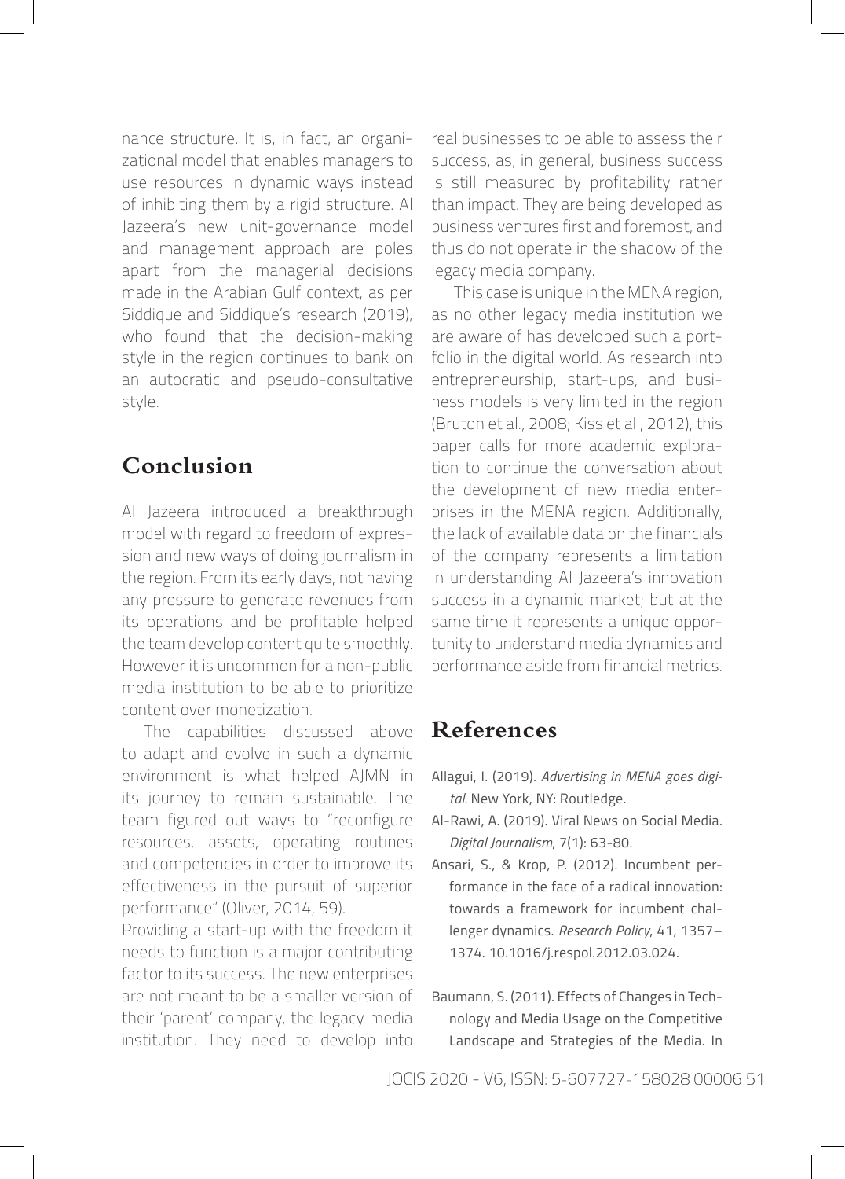nance structure. It is, in fact, an organizational model that enables managers to use resources in dynamic ways instead of inhibiting them by a rigid structure. Al Jazeera's new unit-governance model and management approach are poles apart from the managerial decisions made in the Arabian Gulf context, as per Siddique and Siddique's research (2019), who found that the decision-making style in the region continues to bank on an autocratic and pseudo-consultative style.

## Conclusion

Al Jazeera introduced a breakthrough model with regard to freedom of expression and new ways of doing journalism in the region. From its early days, not having any pressure to generate revenues from its operations and be profitable helped the team develop content quite smoothly. However it is uncommon for a non-public media institution to be able to prioritize content over monetization.

The capabilities discussed above to adapt and evolve in such a dynamic environment is what helped AJMN in its journey to remain sustainable. The team figured out ways to "reconfigure resources, assets, operating routines and competencies in order to improve its effectiveness in the pursuit of superior performance" (Oliver, 2014, 59).

Providing a start-up with the freedom it needs to function is a major contributing factor to its success. The new enterprises are not meant to be a smaller version of their 'parent' company, the legacy media institution. They need to develop into real businesses to be able to assess their success, as, in general, business success is still measured by profitability rather than impact. They are being developed as business ventures first and foremost, and thus do not operate in the shadow of the legacy media company.

This case is unique in the MENA region, as no other legacy media institution we are aware of has developed such a portfolio in the digital world. As research into entrepreneurship, start-ups, and business models is very limited in the region (Bruton et al., 2008; Kiss et al., 2012), this paper calls for more academic exploration to continue the conversation about the development of new media enterprises in the MENA region. Additionally, the lack of available data on the financials of the company represents a limitation in understanding Al Jazeera's innovation success in a dynamic market; but at the same time it represents a unique opportunity to understand media dynamics and performance aside from financial metrics.

## References

Allagui, I. (2019). *Advertising in MENA goes digital*. New York, NY: Routledge.

Al-Rawi, A. (2019). Viral News on Social Media. *Digital Journalism*, 7(1): 63-80.

Ansari, S., & Krop, P. (2012). Incumbent performance in the face of a radical innovation: towards a framework for incumbent challenger dynamics. *Research Policy*, 41, 1357–1374. 10.1016/j.respol.2012.03.024.

Baumann, S. (2011). Effects of Changes in Technology and Media Usage on the Competitive Landscape and Strategies of the Media. In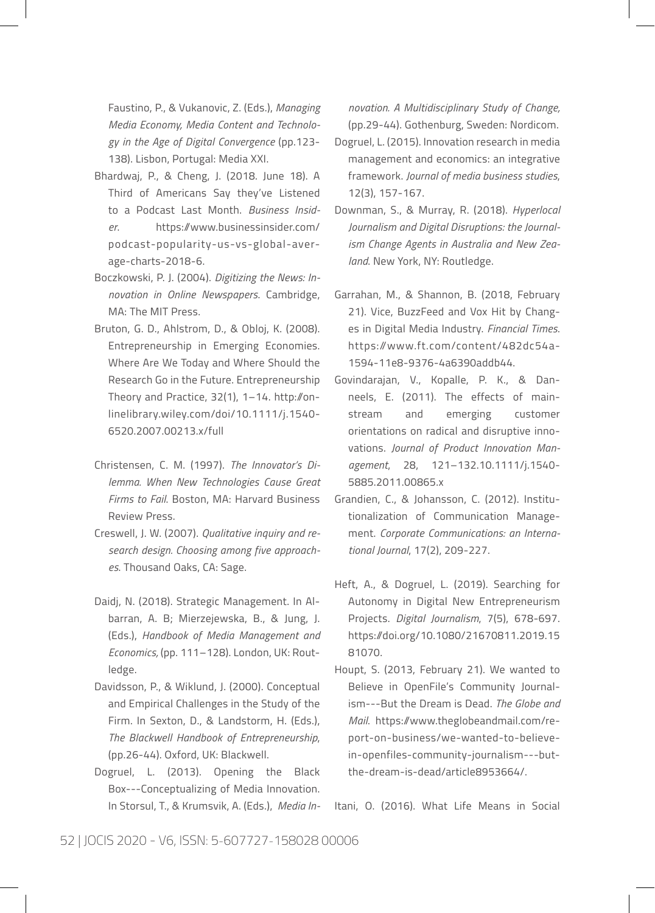Faustino, P., & Vukanovic, Z. (Eds.), *Managing Media Economy, Media Content and Technology in the Age of Digital Convergence* (pp.123-138). Lisbon, Portugal: Media XXI.

Bhardwaj, P., & Cheng, J. (2018. June 18). A Third of Americans Say they've Listened to a Podcast Last Month. *Business Insider*. https://www.businessinsider.com/podcast-popularity-us-vs-global-average-charts-2018-6.

Boczkowski, P. J. (2004). *Digitizing the News: Innovation in Online Newspapers*. Cambridge, MA: The MIT Press.

Bruton, G. D., Ahlstrom, D., & Obloj, K. (2008). Entrepreneurship in Emerging Economies. Where Are We Today and Where Should the Research Go in the Future. Entrepreneurship Theory and Practice, 32(1), 1–14. http://onlinelibrary.wiley.com/doi/10.1111/j.1540-6520.2007.00213.x/full

Christensen, C. M. (1997). *The Innovator's Dilemma. When New Technologies Cause Great Firms to Fail*. Boston, MA: Harvard Business Review Press.

Creswell, J. W. (2007). *Qualitative inquiry and research design. Choosing among five approaches*. Thousand Oaks, CA: Sage.

Daidj, N. (2018). Strategic Management. In Albarran, A. B; Mierzejewska, B., & Jung, J. (Eds.), *Handbook of Media Management and Economics,* (pp. 111–128). London, UK: Routledge.

Davidsson, P., & Wiklund, J. (2000). Conceptual and Empirical Challenges in the Study of the Firm. In Sexton, D., & Landstorm, H. (Eds.), *The Blackwell Handbook of Entrepreneurship*, (pp.26-44). Oxford, UK: Blackwell.

Dogruel, L. (2013). Opening the Black Box---Conceptualizing of Media Innovation. In Storsul, T., & Krumsvik, A. (Eds.), *Media Innovation. A Multidisciplinary Study of Change,* (pp.29-44). Gothenburg, Sweden: Nordicom.

Dogruel, L. (2015). Innovation research in media management and economics: an integrative framework. *Journal of media business studies*, 12(3), 157-167.

Downman, S., & Murray, R. (2018). *Hyperlocal Journalism and Digital Disruptions: the Journalism Change Agents in Australia and New Zealand*. New York, NY: Routledge.

Garrahan, M., & Shannon, B. (2018, February 21). Vice, BuzzFeed and Vox Hit by Changes in Digital Media Industry. *Financial Times*. https://www.ft.com/content/482dc54a-1594-11e8-9376-4a6390addb44.

Govindarajan, V., Kopalle, P. K., & Danneels, E. (2011). The effects of mainstream and emerging customer orientations on radical and disruptive innovations. *Journal of Product Innovation Management*, 28, 121–132.10.1111/j.1540-5885.2011.00865.x

Grandien, C., & Johansson, C. (2012). Institutionalization of Communication Management. *Corporate Communications: an International Journal*, 17(2), 209-227.

Heft, A., & Dogruel, L. (2019). Searching for Autonomy in Digital New Entrepreneurism Projects. *Digital Journalism*, 7(5), 678-697. https://doi.org/10.1080/21670811.2019.1581070.

Houpt, S. (2013, February 21). We wanted to Believe in OpenFile's Community Journalism---But the Dream is Dead. *The Globe and Mail*. https://www.theglobeandmail.com/report-on-business/we-wanted-to-believe-in-openfiles-community-journalism---but-the-dream-is-dead/article8953664/.

Itani, O. (2016). What Life Means in Social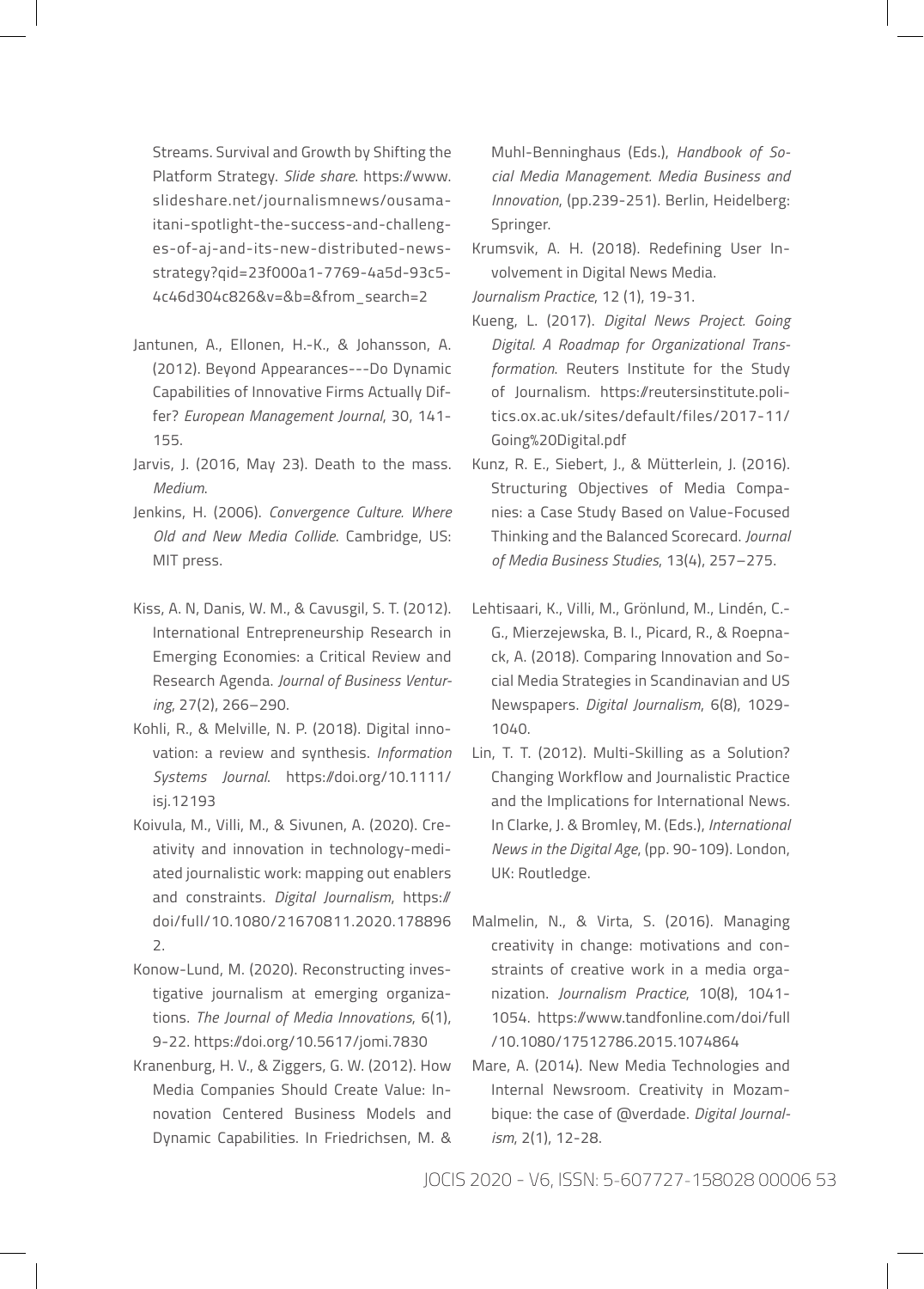Streams. Survival and Growth by Shifting the Platform Strategy. *Slide share*. https://www.slideshare.net/journalismnews/ousama-itani-spotlight-the-success-and-challenges-of-aj-and-its-new-distributed-news-strategy?qid=23f000a1-7769-4a5d-93c5-4c46d304c826&v=&b=&from_search=2

Jantunen, A., Ellonen, H.-K., & Johansson, A. (2012). Beyond Appearances---Do Dynamic Capabilities of Innovative Firms Actually Differ? *European Management Journal*, 30, 141-155.

Jarvis, J. (2016, May 23). Death to the mass. *Medium*.

Jenkins, H. (2006). *Convergence Culture. Where Old and New Media Collide*. Cambridge, US: MIT press.

Kiss, A. N, Danis, W. M., & Cavusgil, S. T. (2012). International Entrepreneurship Research in Emerging Economies: a Critical Review and Research Agenda. *Journal of Business Venturing*, 27(2), 266–290.

Kohli, R., & Melville, N. P. (2018). Digital innovation: a review and synthesis. *Information Systems Journal*. https://doi.org/10.1111/isj.12193

Koivula, M., Villi, M., & Sivunen, A. (2020). Creativity and innovation in technology-mediated journalistic work: mapping out enablers and constraints. *Digital Journalism*, https://doi/full/10.1080/21670811.2020.1788962.

Konow-Lund, M. (2020). Reconstructing investigative journalism at emerging organizations. *The Journal of Media Innovations*, 6(1), 9-22. https://doi.org/10.5617/jomi.7830

Kranenburg, H. V., & Ziggers, G. W. (2012). How Media Companies Should Create Value: Innovation Centered Business Models and Dynamic Capabilities. In Friedrichsen, M. & Muhl-Benninghaus (Eds.), *Handbook of Social Media Management. Media Business and Innovation*, (pp.239-251). Berlin, Heidelberg: Springer.

Krumsvik, A. H. (2018). Redefining User Involvement in Digital News Media. *Journalism Practice*, 12 (1), 19-31.

Kueng, L. (2017). *Digital News Project. Going Digital. A Roadmap for Organizational Transformation*. Reuters Institute for the Study of Journalism. https://reutersinstitute.politics.ox.ac.uk/sites/default/files/2017-11/Going%20Digital.pdf

Kunz, R. E., Siebert, J., & Mütterlein, J. (2016). Structuring Objectives of Media Companies: a Case Study Based on Value-Focused Thinking and the Balanced Scorecard. *Journal of Media Business Studies*, 13(4), 257–275.

Lehtisaari, K., Villi, M., Grönlund, M., Lindén, C.-G., Mierzejewska, B. I., Picard, R., & Roepnack, A. (2018). Comparing Innovation and Social Media Strategies in Scandinavian and US Newspapers. *Digital Journalism*, 6(8), 1029-1040.

Lin, T. T. (2012). Multi-Skilling as a Solution? Changing Workflow and Journalistic Practice and the Implications for International News. In Clarke, J. & Bromley, M. (Eds.), *International News in the Digital Age*, (pp. 90-109). London, UK: Routledge.

Malmelin, N., & Virta, S. (2016). Managing creativity in change: motivations and constraints of creative work in a media organization. *Journalism Practice*, 10(8), 1041-1054. https://www.tandfonline.com/doi/full/10.1080/17512786.2015.1074864

Mare, A. (2014). New Media Technologies and Internal Newsroom. Creativity in Mozambique: the case of @verdade. *Digital Journalism*, 2(1), 12-28.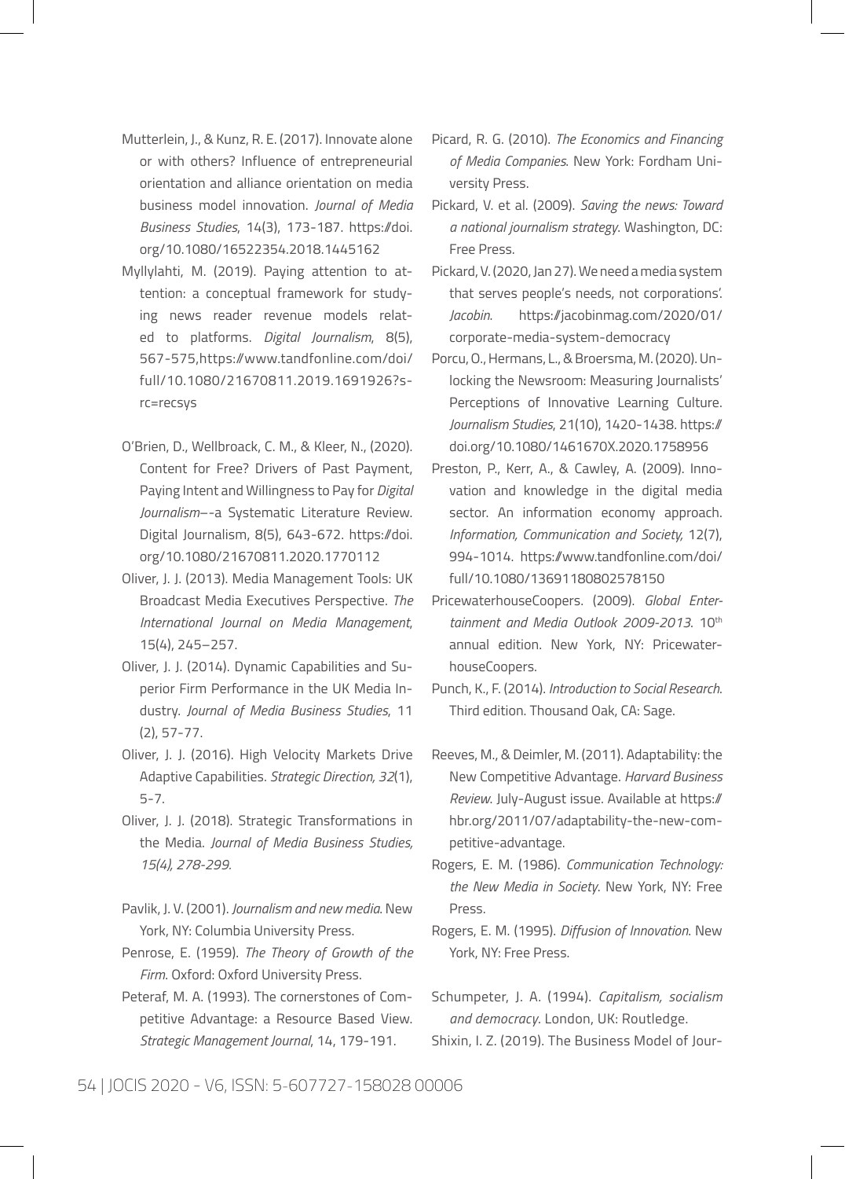Mutterlein, J., & Kunz, R. E. (2017). Innovate alone or with others? Influence of entrepreneurial orientation and alliance orientation on media business model innovation. *Journal of Media Business Studies*, 14(3), 173-187. https://doi.org/10.1080/16522354.2018.1445162

Myllylahti, M. (2019). Paying attention to attention: a conceptual framework for studying news reader revenue models related to platforms. *Digital Journalism*, 8(5), 567-575,https://www.tandfonline.com/doi/full/10.1080/21670811.2019.1691926?src=recsys

O'Brien, D., Wellbroack, C. M., & Kleer, N., (2020). Content for Free? Drivers of Past Payment, Paying Intent and Willingness to Pay for *Digital Journalism*–-a Systematic Literature Review. Digital Journalism, 8(5), 643-672. https://doi.org/10.1080/21670811.2020.1770112

Oliver, J. J. (2013). Media Management Tools: UK Broadcast Media Executives Perspective. *The International Journal on Media Management*, 15(4), 245–257.

Oliver, J. J. (2014). Dynamic Capabilities and Superior Firm Performance in the UK Media Industry. *Journal of Media Business Studies*, 11 (2), 57-77.

Oliver, J. J. (2016). High Velocity Markets Drive Adaptive Capabilities. *Strategic Direction, 32*(1), 5-7.

Oliver, J. J. (2018). Strategic Transformations in the Media. *Journal of Media Business Studies, 15(4), 278-299.*

Pavlik, J. V. (2001). *Journalism and new media*. New York, NY: Columbia University Press.

Penrose, E. (1959). *The Theory of Growth of the Firm*. Oxford: Oxford University Press.

Peteraf, M. A. (1993). The cornerstones of Competitive Advantage: a Resource Based View. *Strategic Management Journal*, 14, 179-191.

Picard, R. G. (2010). *The Economics and Financing of Media Companies*. New York: Fordham University Press.

Pickard, V. et al. (2009). *Saving the news: Toward a national journalism strategy*. Washington, DC: Free Press.

Pickard, V. (2020, Jan 27). We need a media system that serves people's needs, not corporations'. *Jacobin*. https://jacobinmag.com/2020/01/corporate-media-system-democracy

Porcu, O., Hermans, L., & Broersma, M. (2020). Unlocking the Newsroom: Measuring Journalists' Perceptions of Innovative Learning Culture. *Journalism Studies*, 21(10), 1420-1438. https://doi.org/10.1080/1461670X.2020.1758956

Preston, P., Kerr, A., & Cawley, A. (2009). Innovation and knowledge in the digital media sector. An information economy approach. *Information, Communication and Society,* 12(7), 994-1014. https://www.tandfonline.com/doi/full/10.1080/13691180802578150

PricewaterhouseCoopers. (2009). *Global Entertainment and Media Outlook 2009-2013*. 10th annual edition. New York, NY: PricewaterhouseCoopers.

Punch, K., F. (2014). *Introduction to Social Research*. Third edition. Thousand Oak, CA: Sage.

Reeves, M., & Deimler, M. (2011). Adaptability: the New Competitive Advantage. *Harvard Business Review*. July-August issue. Available at https://hbr.org/2011/07/adaptability-the-new-competitive-advantage.

Rogers, E. M. (1986). *Communication Technology: the New Media in Society*. New York, NY: Free Press.

Rogers, E. M. (1995). *Diffusion of Innovation*. New York, NY: Free Press.

Schumpeter, J. A. (1994). *Capitalism, socialism and democracy*. London, UK: Routledge.

Shixin, I. Z. (2019). The Business Model of Jour-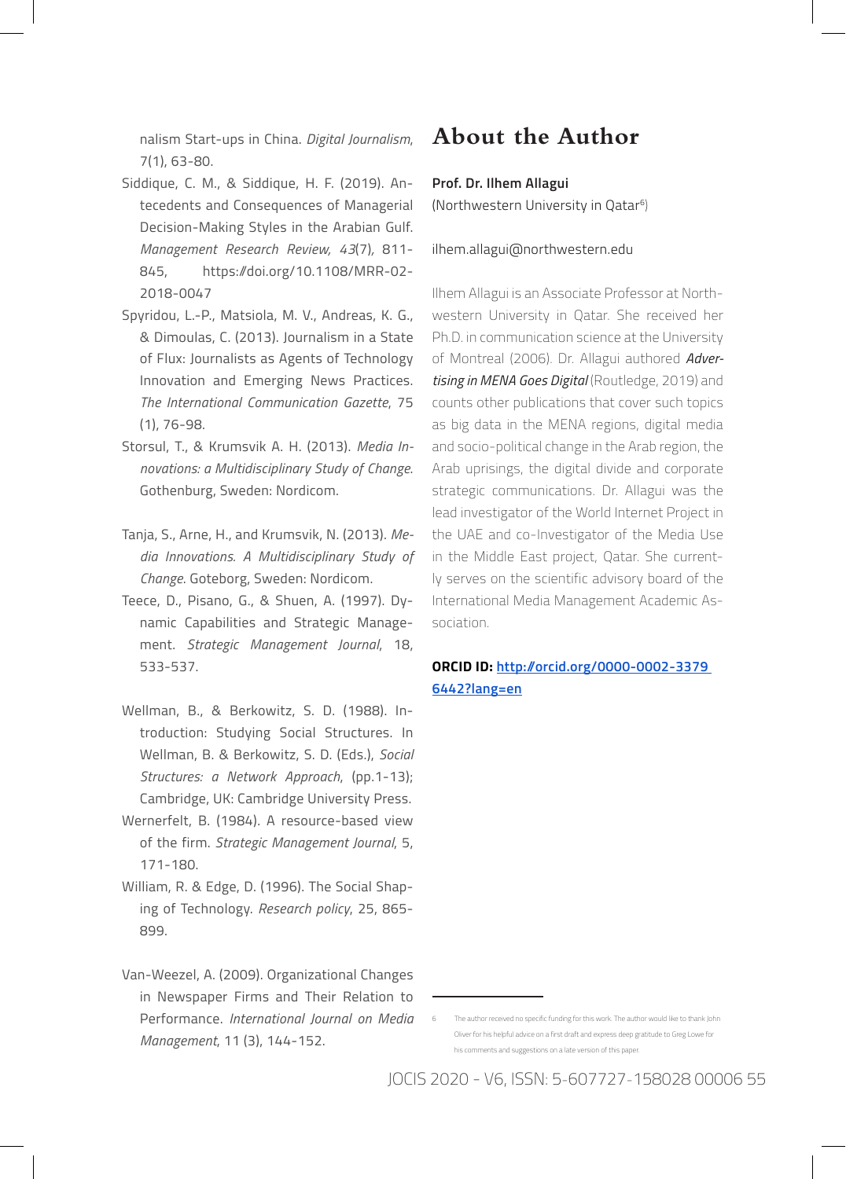nalism Start-ups in China. *Digital Journalism*, 7(1), 63-80.

Siddique, C. M., & Siddique, H. F. (2019). Antecedents and Consequences of Managerial Decision-Making Styles in the Arabian Gulf. *Management Research Review, 43*(7), 811-845, https://doi.org/10.1108/MRR-02-2018-0047

Spyridou, L.-P., Matsiola, M. V., Andreas, K. G., & Dimoulas, C. (2013). Journalism in a State of Flux: Journalists as Agents of Technology Innovation and Emerging News Practices. *The International Communication Gazette*, 75 (1), 76-98.

Storsul, T., & Krumsvik A. H. (2013). *Media Innovations: a Multidisciplinary Study of Change*. Gothenburg, Sweden: Nordicom.

Tanja, S., Arne, H., and Krumsvik, N. (2013). *Media Innovations. A Multidisciplinary Study of Change*. Goteborg, Sweden: Nordicom.

Teece, D., Pisano, G., & Shuen, A. (1997). Dynamic Capabilities and Strategic Management. *Strategic Management Journal*, 18, 533-537.

Wellman, B., & Berkowitz, S. D. (1988). Introduction: Studying Social Structures. In Wellman, B. & Berkowitz, S. D. (Eds.), *Social Structures: a Network Approach*, (pp.1-13); Cambridge, UK: Cambridge University Press.

Wernerfelt, B. (1984). A resource-based view of the firm. *Strategic Management Journal*, 5, 171-180.

William, R. & Edge, D. (1996). The Social Shaping of Technology. *Research policy*, 25, 865-899.

Van-Weezel, A. (2009). Organizational Changes in Newspaper Firms and Their Relation to Performance. *International Journal on Media Management*, 11 (3), 144-152.

# About the Author

**Prof. Dr. Ilhem Allagui**
(Northwestern University in Qatar[6])

ilhem.allagui@northwestern.edu

Ilhem Allagui is an Associate Professor at Northwestern University in Qatar. She received her Ph.D. in communication science at the University of Montreal (2006). Dr. Allagui authored ***Advertising in MENA Goes Digital*** (Routledge, 2019) and counts other publications that cover such topics as big data in the MENA regions, digital media and socio-political change in the Arab region, the Arab uprisings, the digital divide and corporate strategic communications. Dr. Allagui was the lead investigator of the World Internet Project in the UAE and co-Investigator of the Media Use in the Middle East project, Qatar. She currently serves on the scientific advisory board of the International Media Management Academic Association.

**ORCID ID: [http://orcid.org/0000-0002-3379 6442?lang=en](http://orcid.org/0000-0002-3379-6442?lang=en)**

---

6 The author received no specific funding for this work. The author would like to thank John Oliver for his helpful advice on a first draft and express deep gratitude to Greg Lowe for his comments and suggestions on a late version of this paper.